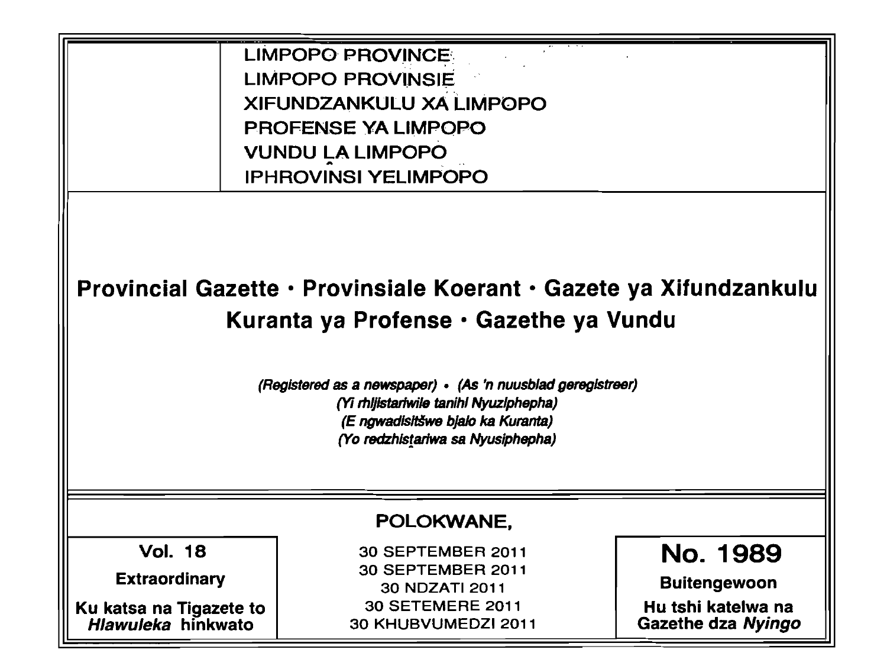LIMPOPO PROVINCE
LIMPOPO PROVINSIE
XIFUNDZANKULU XA LIMPOPO
PROFENSE YA LIMPOPO
VUNDU LA LIMPOPO
IPHROVINSI YELIMPOPO

# Provincial Gazette • Provinsiale Koerant • Gazete ya Xifundzankulu Kuranta ya Profense • Gazethe ya Vundu

*(Registered as a newspaper) • (As 'n nuusblad geregistreer)*
*(Yi rhijistariwile tanihi Nyuziphepha)*
*(E ngwadisitšwe bjalo ka Kuranta)*
*(Yo redzhistariwa sa Nyusiphepha)*

POLOKWANE,

| **Vol. 18** | 30 SEPTEMBER 2011 | **No. 1989** |
| --- | --- | --- |
| **Extraordinary** | 30 SEPTEMBER 2011 | **Buitengewoon** |
| **Ku katsa na Tigazete to *Hlawuleka* hinkwato** | 30 NDZATI 2011 | **Hu tshi katelwa na Gazethe dza *Nyingo*** |
| | 30 SETEMERE 2011 | |
| | 30 KHUBVUMEDZI 2011 | |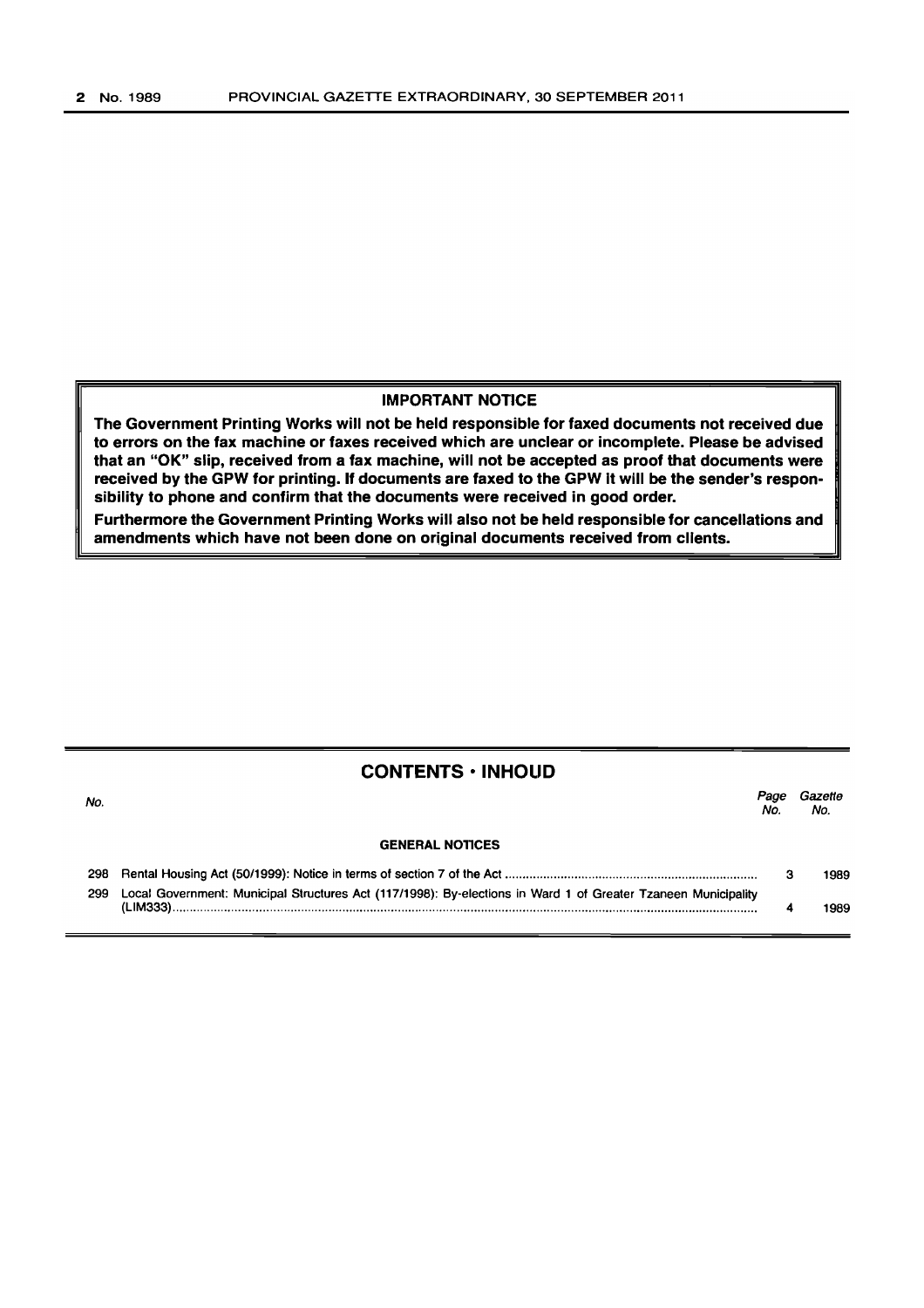## IMPORTANT NOTICE

**The Government Printing Works will not be held responsible for faxed documents not received due to errors on the fax machine or faxes received which are unclear or incomplete. Please be advised that an "OK" slip, received from a fax machine, will not be accepted as proof that documents were received by the GPW for printing. If documents are faxed to the GPW it will be the sender's responsibility to phone and confirm that the documents were received in good order.**

**Furthermore the Government Printing Works will also not be held responsible for cancellations and amendments which have not been done on original documents received from clients.**

## CONTENTS · INHOUD

| *No.* | | *Page No.* | *Gazette No.* |
|---|---|---|---|
| | **GENERAL NOTICES** | | |
| 298 | Rental Housing Act (50/1999): Notice in terms of section 7 of the Act | 3 | 1989 |
| 299 | Local Government: Municipal Structures Act (117/1998): By-elections in Ward 1 of Greater Tzaneen Municipality (LIM333) | 4 | 1989 |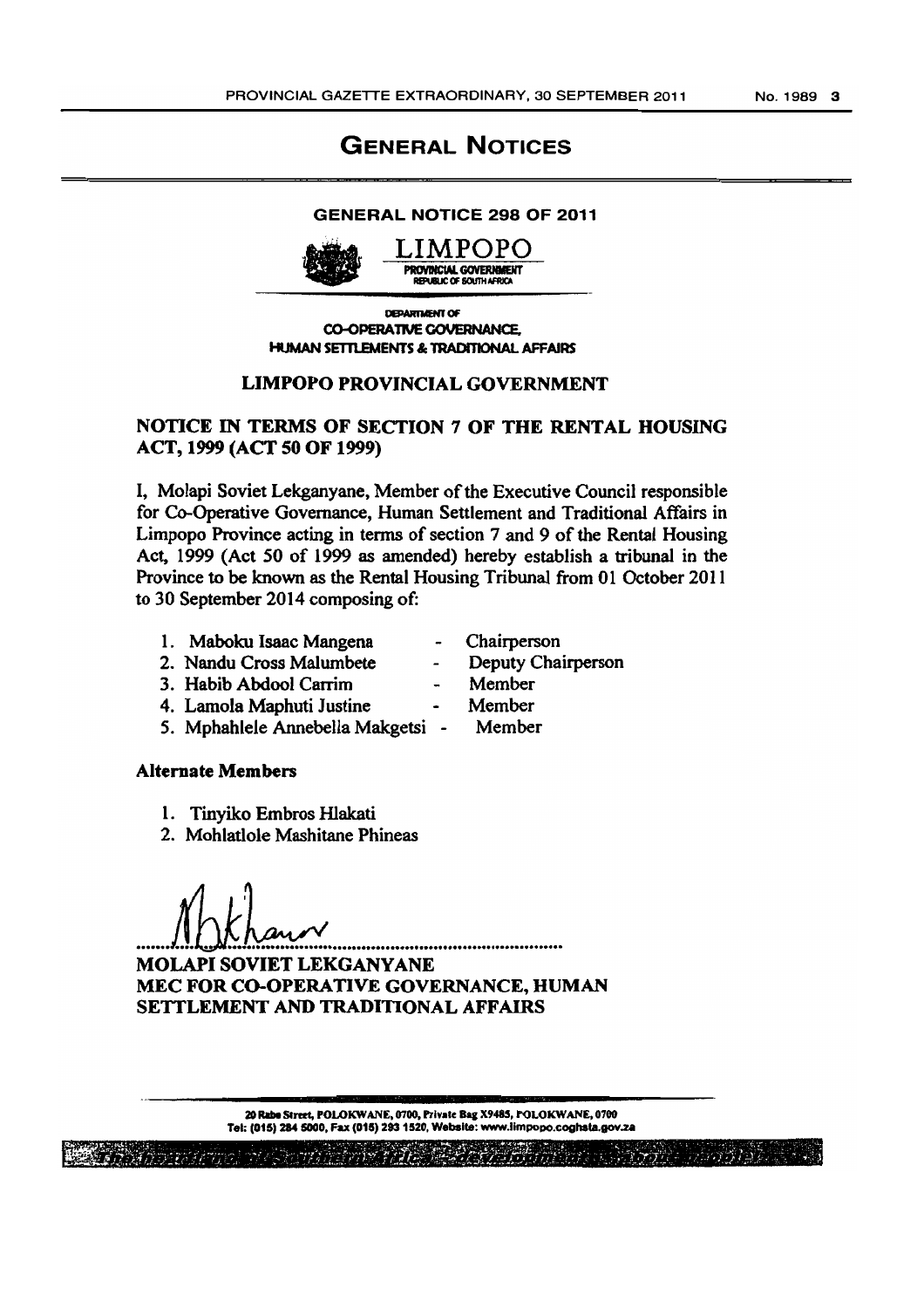# GENERAL NOTICES

## GENERAL NOTICE 298 OF 2011

LIMPOPO
PROVINCIAL GOVERNMENT
REPUBLIC OF SOUTH AFRICA

DEPARTMENT OF
CO-OPERATIVE GOVERNANCE,
HUMAN SETTLEMENTS & TRADITIONAL AFFAIRS

**LIMPOPO PROVINCIAL GOVERNMENT**

**NOTICE IN TERMS OF SECTION 7 OF THE RENTAL HOUSING ACT, 1999 (ACT 50 OF 1999)**

I, Molapi Soviet Lekganyane, Member of the Executive Council responsible for Co-Operative Governance, Human Settlement and Traditional Affairs in Limpopo Province acting in terms of section 7 and 9 of the Rental Housing Act, 1999 (Act 50 of 1999 as amended) hereby establish a tribunal in the Province to be known as the Rental Housing Tribunal from 01 October 2011 to 30 September 2014 composing of:

1. Maboku Isaac Mangena - Chairperson
2. Nandu Cross Malumbete - Deputy Chairperson
3. Habib Abdool Carrim - Member
4. Lamola Maphuti Justine - Member
5. Mphahlele Annebella Makgetsi - Member

**Alternate Members**

1. Tinyiko Embros Hlakati
2. Mohlatlole Mashitane Phineas

**MOLAPI SOVIET LEKGANYANE**
**MEC FOR CO-OPERATIVE GOVERNANCE, HUMAN SETTLEMENT AND TRADITIONAL AFFAIRS**

20 Rabe Street, POLOKWANE, 0700, Private Bag X9485, POLOKWANE, 0700
Tel: (015) 284 5000, Fax (015) 293 1520, Website: www.limpopo.coghsta.gov.za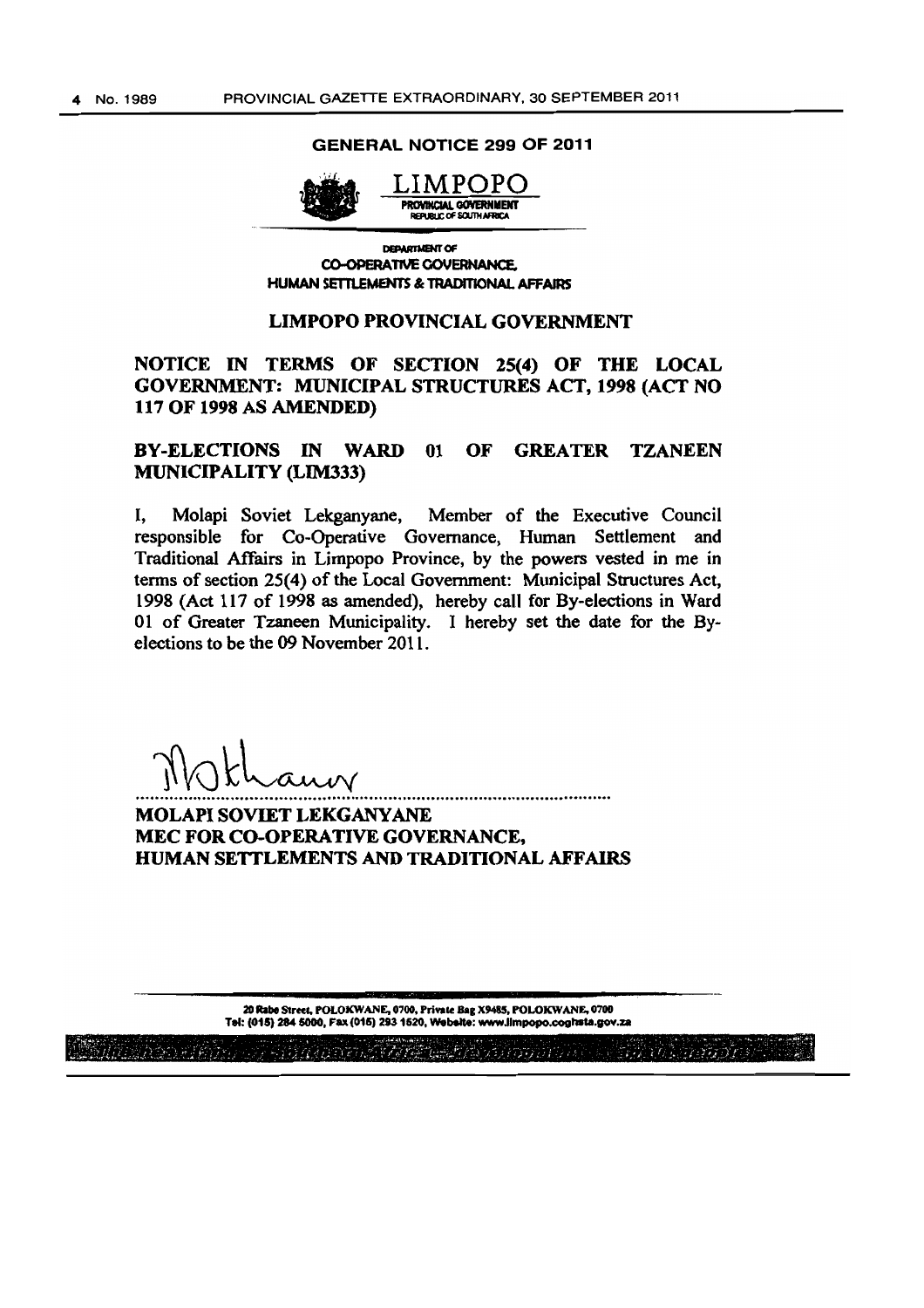## GENERAL NOTICE 299 OF 2011

**LIMPOPO**
**PROVINCIAL GOVERNMENT**
**REPUBLIC OF SOUTH AFRICA**

DEPARTMENT OF
**CO-OPERATIVE GOVERNANCE, HUMAN SETTLEMENTS & TRADITIONAL AFFAIRS**

## LIMPOPO PROVINCIAL GOVERNMENT

## NOTICE IN TERMS OF SECTION 25(4) OF THE LOCAL GOVERNMENT: MUNICIPAL STRUCTURES ACT, 1998 (ACT NO 117 OF 1998 AS AMENDED)

## BY-ELECTIONS IN WARD 01 OF GREATER TZANEEN MUNICIPALITY (LIM333)

I, Molapi Soviet Lekganyane, Member of the Executive Council responsible for Co-Operative Governance, Human Settlement and Traditional Affairs in Limpopo Province, by the powers vested in me in terms of section 25(4) of the Local Government: Municipal Structures Act, 1998 (Act 117 of 1998 as amended), hereby call for By-elections in Ward 01 of Greater Tzaneen Municipality. I hereby set the date for the By-elections to be the 09 November 2011.

.................................................................................................

**MOLAPI SOVIET LEKGANYANE**
**MEC FOR CO-OPERATIVE GOVERNANCE, HUMAN SETTLEMENTS AND TRADITIONAL AFFAIRS**

20 Rabe Street, POLOKWANE, 0700, Private Bag X9485, POLOKWANE, 0700
Tel: (015) 284 5000, Fax (015) 293 1520, Website: www.limpopo.coghsta.gov.za